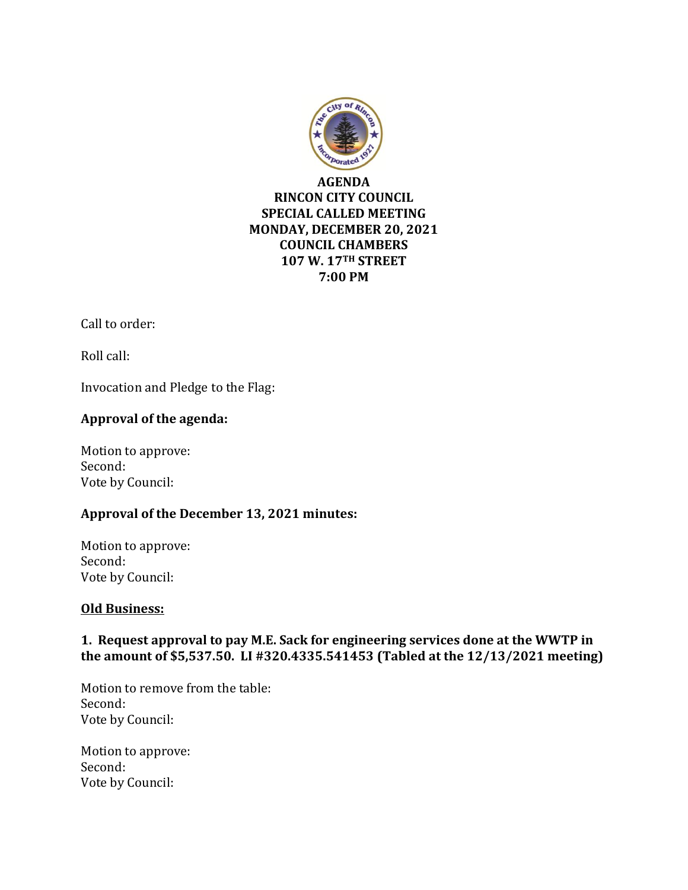# AGENDA
# RINCON CITY COUNCIL
# SPECIAL CALLED MEETING
# MONDAY, DECEMBER 20, 2021
# COUNCIL CHAMBERS
# 107 W. 17TH STREET
# 7:00 PM

Call to order:

Roll call:

Invocation and Pledge to the Flag:

**Approval of the agenda:**

Motion to approve:
Second:
Vote by Council:

**Approval of the December 13, 2021 minutes:**

Motion to approve:
Second:
Vote by Council:

**Old Business:**

**1. Request approval to pay M.E. Sack for engineering services done at the WWTP in the amount of $5,537.50. LI #320.4335.541453 (Tabled at the 12/13/2021 meeting)**

Motion to remove from the table:
Second:
Vote by Council:

Motion to approve:
Second:
Vote by Council: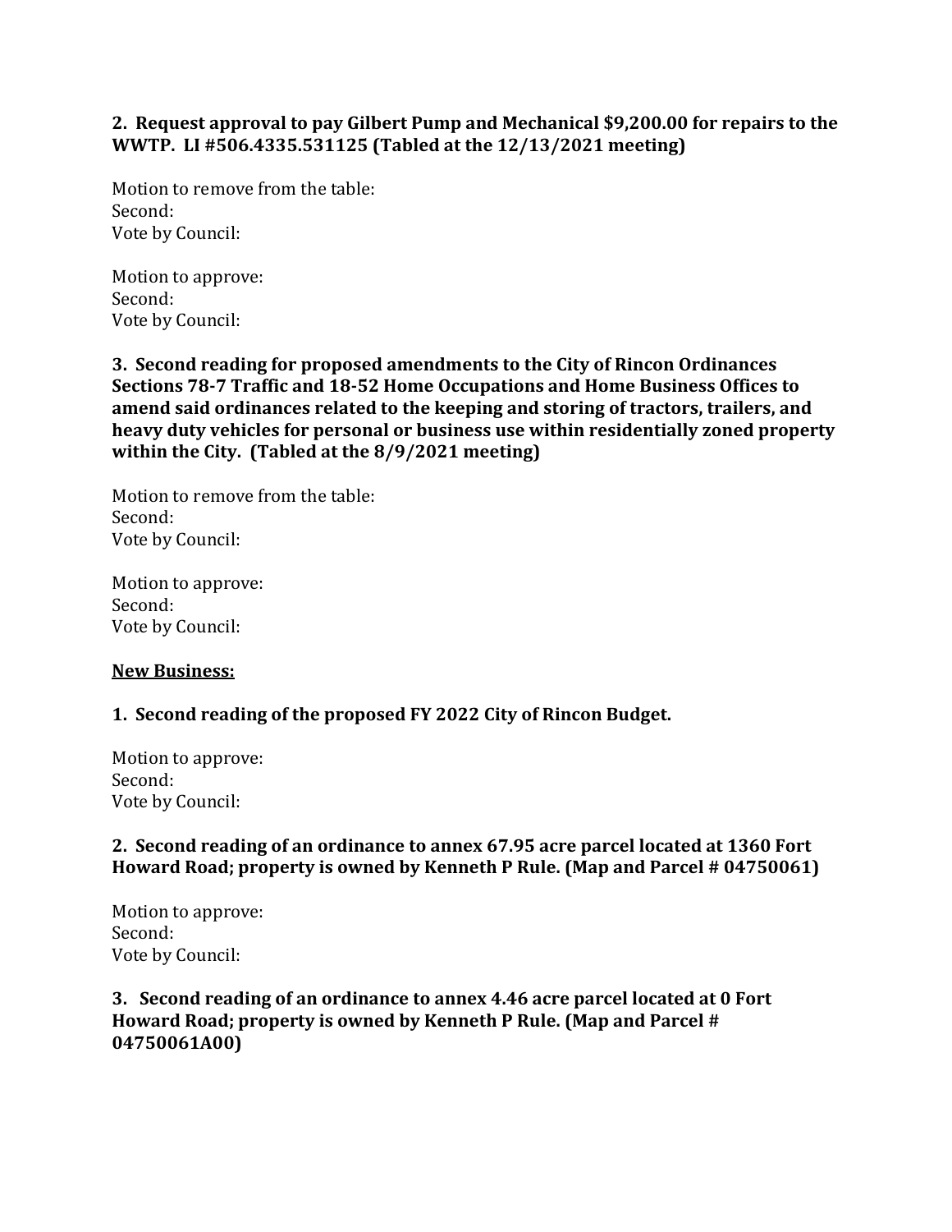**2. Request approval to pay Gilbert Pump and Mechanical $9,200.00 for repairs to the WWTP. LI #506.4335.531125 (Tabled at the 12/13/2021 meeting)**

Motion to remove from the table:
Second:
Vote by Council:

Motion to approve:
Second:
Vote by Council:

**3. Second reading for proposed amendments to the City of Rincon Ordinances Sections 78-7 Traffic and 18-52 Home Occupations and Home Business Offices to amend said ordinances related to the keeping and storing of tractors, trailers, and heavy duty vehicles for personal or business use within residentially zoned property within the City. (Tabled at the 8/9/2021 meeting)**

Motion to remove from the table:
Second:
Vote by Council:

Motion to approve:
Second:
Vote by Council:

**<u>New Business:</u>**

**1. Second reading of the proposed FY 2022 City of Rincon Budget.**

Motion to approve:
Second:
Vote by Council:

**2. Second reading of an ordinance to annex 67.95 acre parcel located at 1360 Fort Howard Road; property is owned by Kenneth P Rule. (Map and Parcel # 04750061)**

Motion to approve:
Second:
Vote by Council:

**3. Second reading of an ordinance to annex 4.46 acre parcel located at 0 Fort Howard Road; property is owned by Kenneth P Rule. (Map and Parcel # 04750061A00)**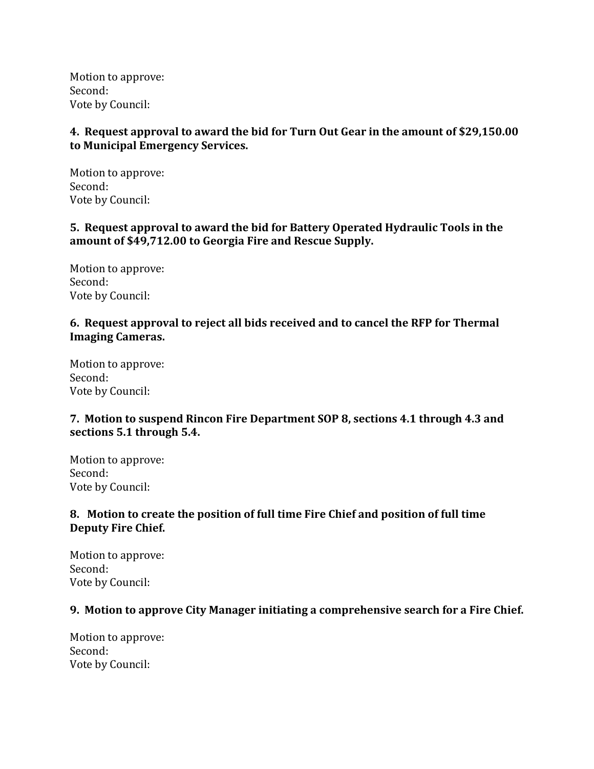Motion to approve:
Second:
Vote by Council:

**4. Request approval to award the bid for Turn Out Gear in the amount of $29,150.00 to Municipal Emergency Services.**

Motion to approve:
Second:
Vote by Council:

**5. Request approval to award the bid for Battery Operated Hydraulic Tools in the amount of $49,712.00 to Georgia Fire and Rescue Supply.**

Motion to approve:
Second:
Vote by Council:

**6. Request approval to reject all bids received and to cancel the RFP for Thermal Imaging Cameras.**

Motion to approve:
Second:
Vote by Council:

**7. Motion to suspend Rincon Fire Department SOP 8, sections 4.1 through 4.3 and sections 5.1 through 5.4.**

Motion to approve:
Second:
Vote by Council:

**8. Motion to create the position of full time Fire Chief and position of full time Deputy Fire Chief.**

Motion to approve:
Second:
Vote by Council:

**9. Motion to approve City Manager initiating a comprehensive search for a Fire Chief.**

Motion to approve:
Second:
Vote by Council: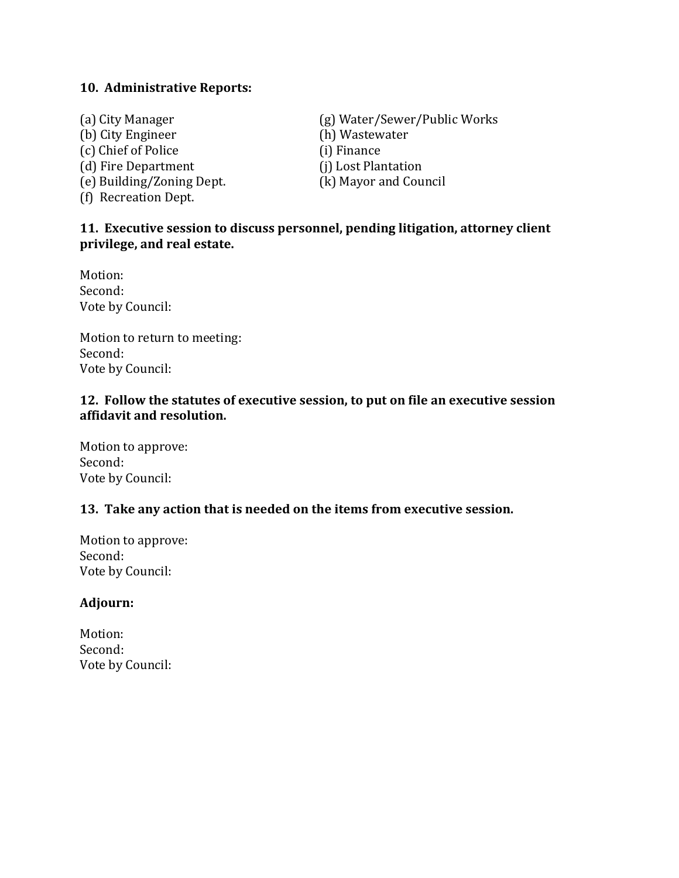**10. Administrative Reports:**

(a) City Manager
(b) City Engineer
(c) Chief of Police
(d) Fire Department
(e) Building/Zoning Dept.
(f) Recreation Dept.
(g) Water/Sewer/Public Works
(h) Wastewater
(i) Finance
(j) Lost Plantation
(k) Mayor and Council

**11. Executive session to discuss personnel, pending litigation, attorney client privilege, and real estate.**

Motion:
Second:
Vote by Council:

Motion to return to meeting:
Second:
Vote by Council:

**12. Follow the statutes of executive session, to put on file an executive session affidavit and resolution.**

Motion to approve:
Second:
Vote by Council:

**13. Take any action that is needed on the items from executive session.**

Motion to approve:
Second:
Vote by Council:

**Adjourn:**

Motion:
Second:
Vote by Council: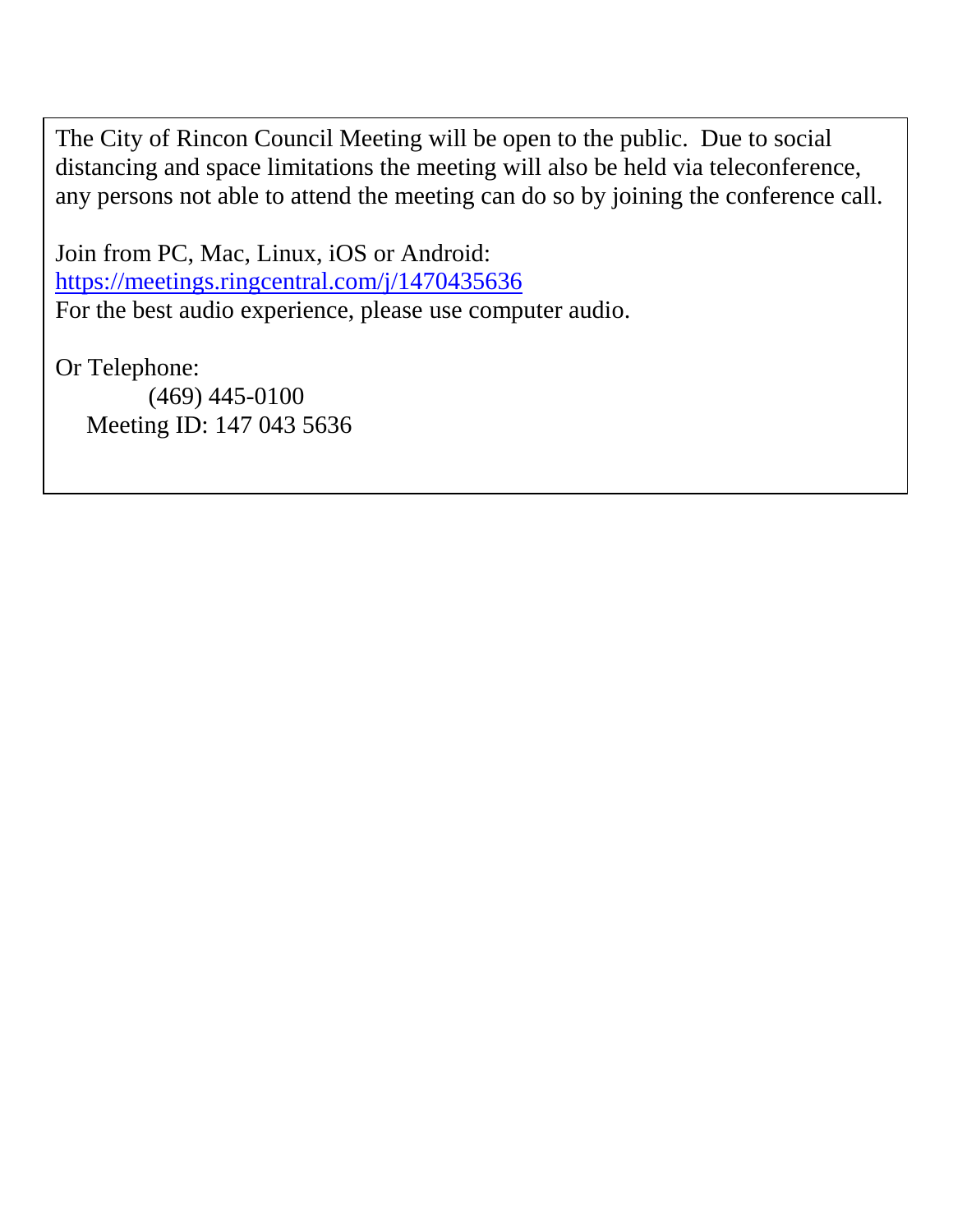The City of Rincon Council Meeting will be open to the public. Due to social distancing and space limitations the meeting will also be held via teleconference, any persons not able to attend the meeting can do so by joining the conference call.

Join from PC, Mac, Linux, iOS or Android:
[https://meetings.ringcentral.com/j/1470435636](https://meetings.ringcentral.com/j/1470435636)
For the best audio experience, please use computer audio.

Or Telephone:
(469) 445-0100
Meeting ID: 147 043 5636